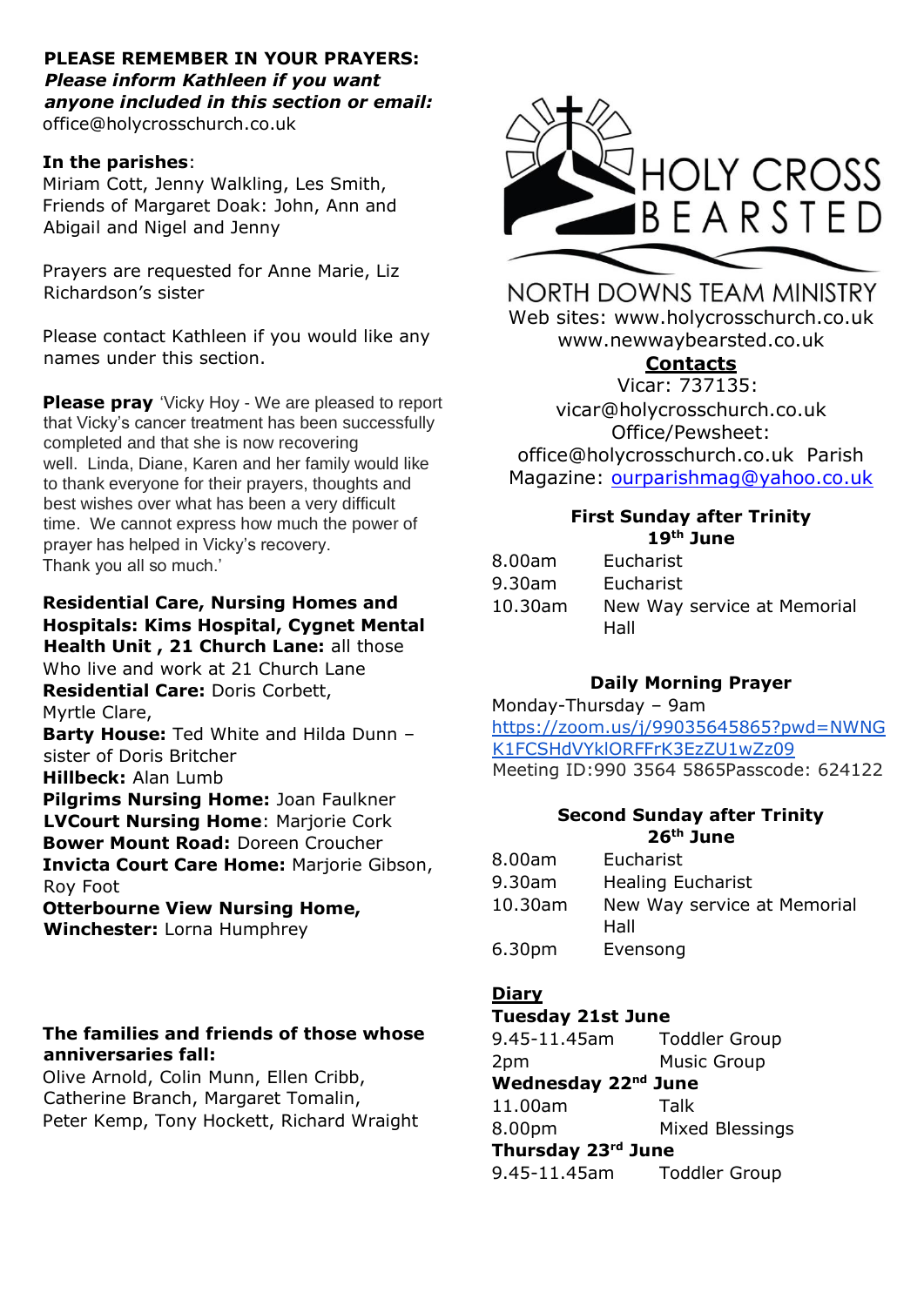**PLEASE REMEMBER IN YOUR PRAYERS:**
***Please inform Kathleen if you want anyone included in this section or email:***
office@holycrosschurch.co.uk

**In the parishes**:
Miriam Cott, Jenny Walkling, Les Smith, Friends of Margaret Doak: John, Ann and Abigail and Nigel and Jenny

Prayers are requested for Anne Marie, Liz Richardson's sister

Please contact Kathleen if you would like any names under this section.

**Please pray** 'Vicky Hoy - We are pleased to report that Vicky's cancer treatment has been successfully completed and that she is now recovering well. Linda, Diane, Karen and her family would like to thank everyone for their prayers, thoughts and best wishes over what has been a very difficult time. We cannot express how much the power of prayer has helped in Vicky's recovery. Thank you all so much.'

**Residential Care, Nursing Homes and Hospitals: Kims Hospital, Cygnet Mental Health Unit , 21 Church Lane:** all those Who live and work at 21 Church Lane
**Residential Care:** Doris Corbett, Myrtle Clare,
**Barty House:** Ted White and Hilda Dunn – sister of Doris Britcher
**Hillbeck:** Alan Lumb
**Pilgrims Nursing Home:** Joan Faulkner
**LVCourt Nursing Home**: Marjorie Cork
**Bower Mount Road:** Doreen Croucher
**Invicta Court Care Home:** Marjorie Gibson, Roy Foot
**Otterbourne View Nursing Home, Winchester:** Lorna Humphrey

**The families and friends of those whose anniversaries fall:**
Olive Arnold, Colin Munn, Ellen Cribb, Catherine Branch, Margaret Tomalin, Peter Kemp, Tony Hockett, Richard Wraight

HOLY CROSS BEARSTED

NORTH DOWNS TEAM MINISTRY
Web sites: www.holycrosschurch.co.uk
www.newwaybearsted.co.uk

**Contacts**
Vicar: 737135:
vicar@holycrosschurch.co.uk
Office/Pewsheet:
office@holycrosschurch.co.uk Parish Magazine: ourparishmag@yahoo.co.uk

**First Sunday after Trinity**
**19th June**

| | |
|---|---|
| 8.00am | Eucharist |
| 9.30am | Eucharist |
| 10.30am | New Way service at Memorial Hall |

**Daily Morning Prayer**
Monday-Thursday – 9am
https://zoom.us/j/99035645865?pwd=NWNGK1FCSHdVYklORFFrK3EzZU1wZz09
Meeting ID:990 3564 5865Passcode: 624122

**Second Sunday after Trinity**
**26th June**

| | |
|---|---|
| 8.00am | Eucharist |
| 9.30am | Healing Eucharist |
| 10.30am | New Way service at Memorial Hall |
| 6.30pm | Evensong |

**Diary**

**Tuesday 21st June**

| | |
|---|---|
| 9.45-11.45am | Toddler Group |
| 2pm | Music Group |

**Wednesday 22nd June**

| | |
|---|---|
| 11.00am | Talk |
| 8.00pm | Mixed Blessings |

**Thursday 23rd June**

| | |
|---|---|
| 9.45-11.45am | Toddler Group |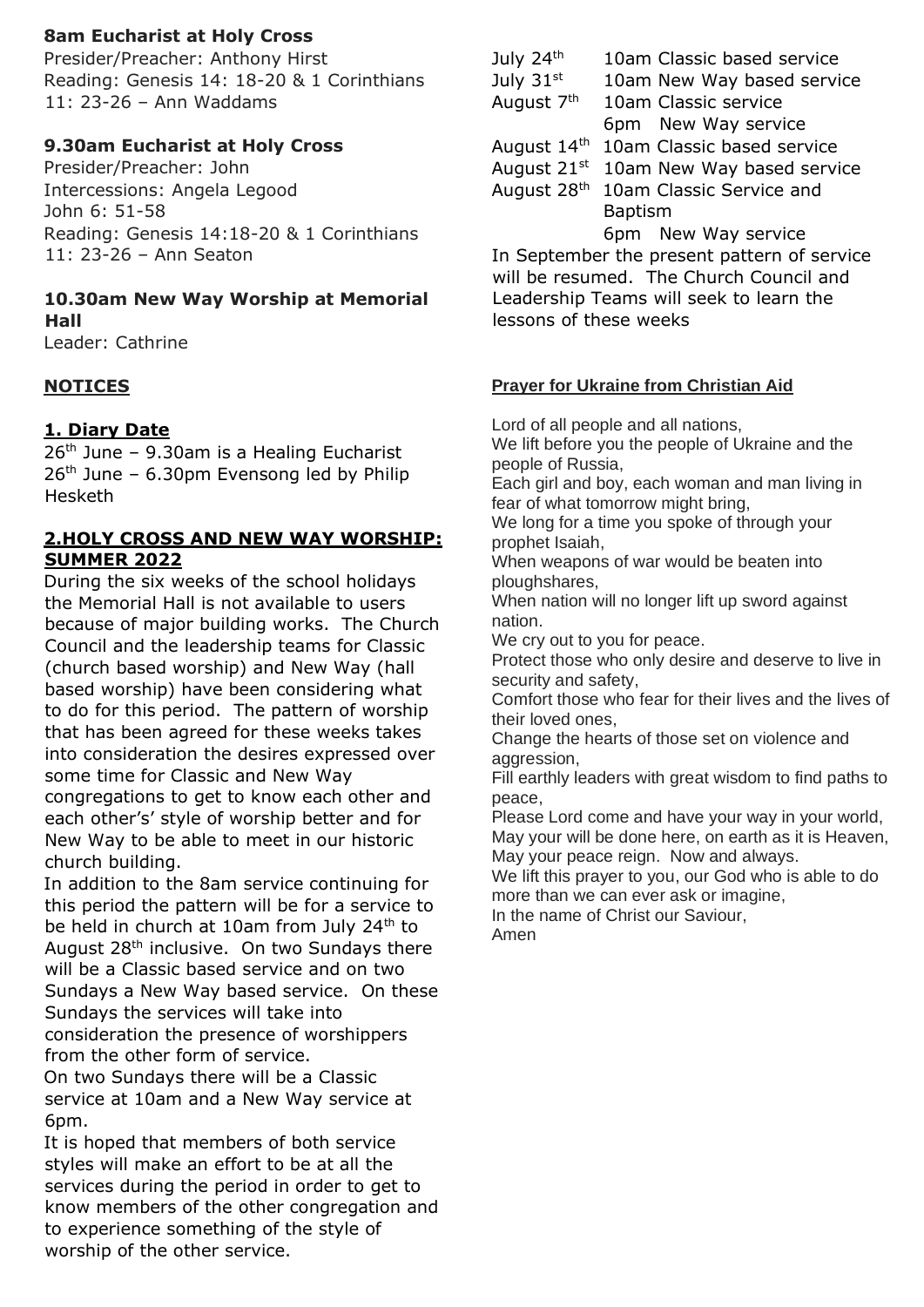**8am Eucharist at Holy Cross**

Presider/Preacher: Anthony Hirst
Reading: Genesis 14: 18-20 & 1 Corinthians 11: 23-26 – Ann Waddams

**9.30am Eucharist at Holy Cross**

Presider/Preacher: John
Intercessions: Angela Legood
John 6: 51-58
Reading: Genesis 14:18-20 & 1 Corinthians 11: 23-26 – Ann Seaton

**10.30am New Way Worship at Memorial Hall**

Leader: Cathrine

## NOTICES

### 1. Diary Date

26th June – 9.30am is a Healing Eucharist
26th June – 6.30pm Evensong led by Philip Hesketh

### 2.HOLY CROSS AND NEW WAY WORSHIP: SUMMER 2022

During the six weeks of the school holidays the Memorial Hall is not available to users because of major building works. The Church Council and the leadership teams for Classic (church based worship) and New Way (hall based worship) have been considering what to do for this period. The pattern of worship that has been agreed for these weeks takes into consideration the desires expressed over some time for Classic and New Way congregations to get to know each other and each other's' style of worship better and for New Way to be able to meet in our historic church building.

In addition to the 8am service continuing for this period the pattern will be for a service to be held in church at 10am from July 24th to August 28th inclusive. On two Sundays there will be a Classic based service and on two Sundays a New Way based service. On these Sundays the services will take into consideration the presence of worshippers from the other form of service.

On two Sundays there will be a Classic service at 10am and a New Way service at 6pm.

It is hoped that members of both service styles will make an effort to be at all the services during the period in order to get to know members of the other congregation and to experience something of the style of worship of the other service.

| | |
|---|---|
| July 24th | 10am Classic based service |
| July 31st | 10am New Way based service |
| August 7th | 10am Classic service |
| | 6pm New Way service |
| August 14th | 10am Classic based service |
| August 21st | 10am New Way based service |
| August 28th | 10am Classic Service and Baptism |
| | 6pm New Way service |

In September the present pattern of service will be resumed. The Church Council and Leadership Teams will seek to learn the lessons of these weeks

### Prayer for Ukraine from Christian Aid

Lord of all people and all nations,
We lift before you the people of Ukraine and the people of Russia,
Each girl and boy, each woman and man living in fear of what tomorrow might bring,
We long for a time you spoke of through your prophet Isaiah,
When weapons of war would be beaten into ploughshares,
When nation will no longer lift up sword against nation.
We cry out to you for peace.
Protect those who only desire and deserve to live in security and safety,
Comfort those who fear for their lives and the lives of their loved ones,
Change the hearts of those set on violence and aggression,
Fill earthly leaders with great wisdom to find paths to peace,
Please Lord come and have your way in your world,
May your will be done here, on earth as it is Heaven,
May your peace reign. Now and always.
We lift this prayer to you, our God who is able to do more than we can ever ask or imagine,
In the name of Christ our Saviour,
Amen